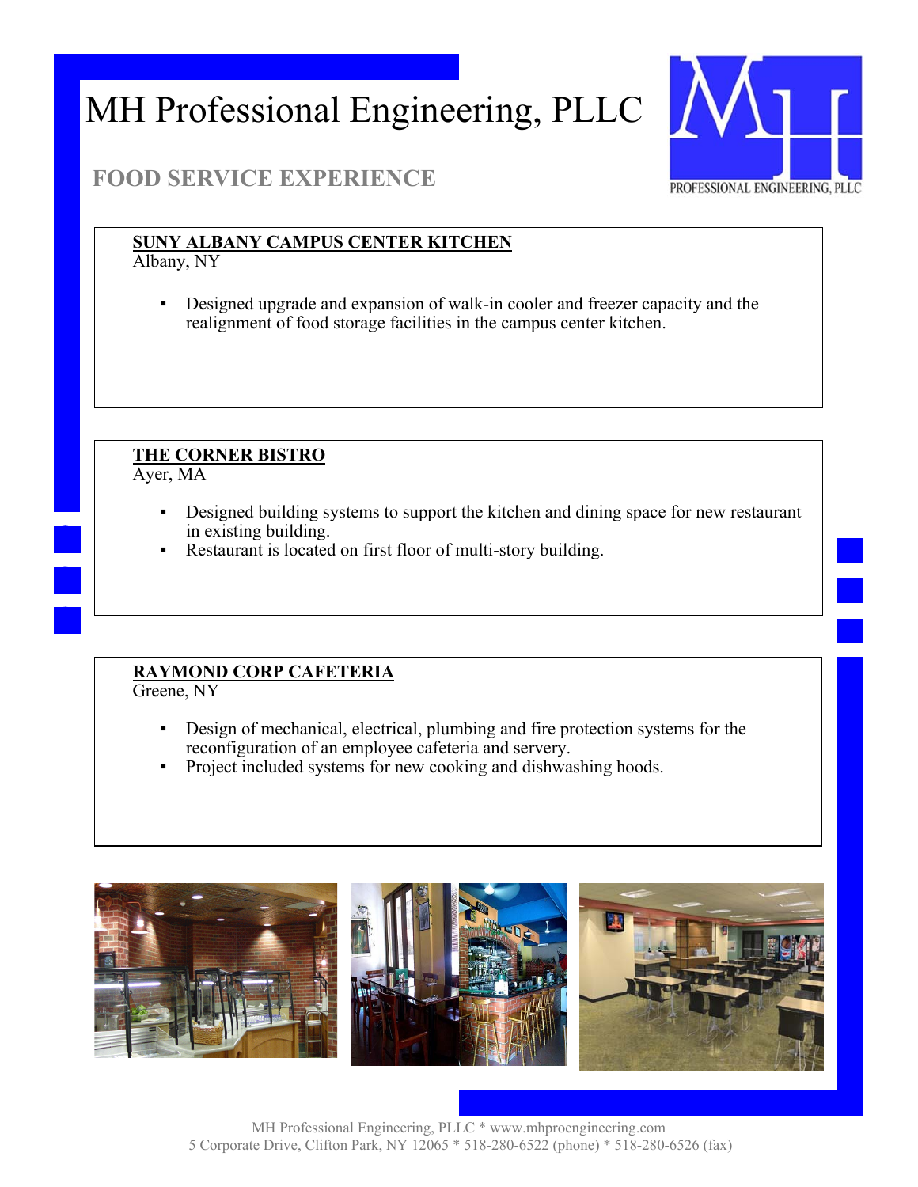# MH Professional Engineering, PLLC

## FOOD SERVICE EXPERIENCE

**SUNY ALBANY CAMPUS CENTER KITCHEN**
Albany, NY

- Designed upgrade and expansion of walk-in cooler and freezer capacity and the realignment of food storage facilities in the campus center kitchen.

**THE CORNER BISTRO**
Ayer, MA

- Designed building systems to support the kitchen and dining space for new restaurant in existing building.
- Restaurant is located on first floor of multi-story building.

**RAYMOND CORP CAFETERIA**
Greene, NY

- Design of mechanical, electrical, plumbing and fire protection systems for the reconfiguration of an employee cafeteria and servery.
- Project included systems for new cooking and dishwashing hoods.

MH Professional Engineering, PLLC * www.mhproengineering.com
5 Corporate Drive, Clifton Park, NY 12065 * 518-280-6522 (phone) * 518-280-6526 (fax)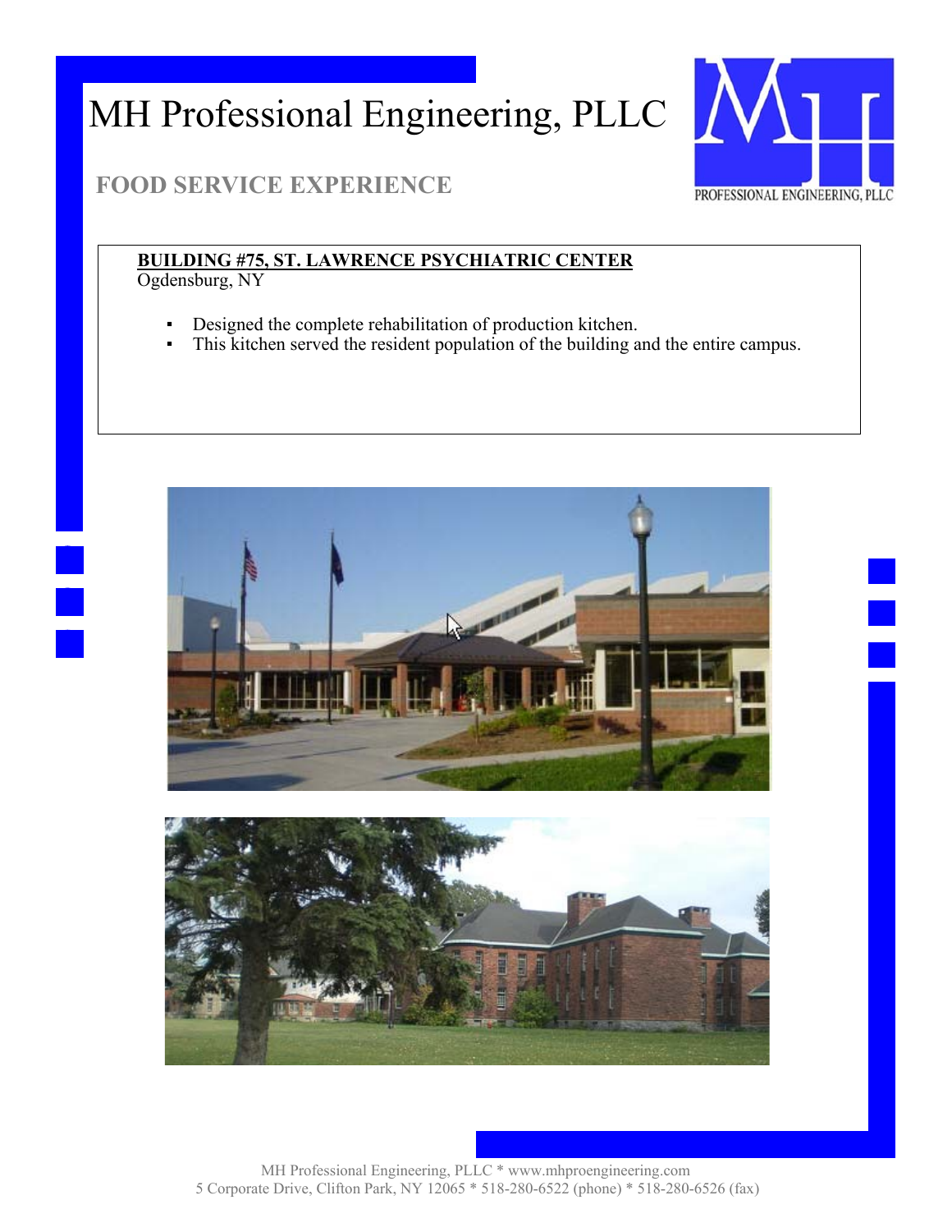# MH Professional Engineering, PLLC

## FOOD SERVICE EXPERIENCE

**BUILDING #75, ST. LAWRENCE PSYCHIATRIC CENTER**
Ogdensburg, NY

- Designed the complete rehabilitation of production kitchen.
- This kitchen served the resident population of the building and the entire campus.

MH Professional Engineering, PLLC * www.mhproengineering.com
5 Corporate Drive, Clifton Park, NY 12065 * 518-280-6522 (phone) * 518-280-6526 (fax)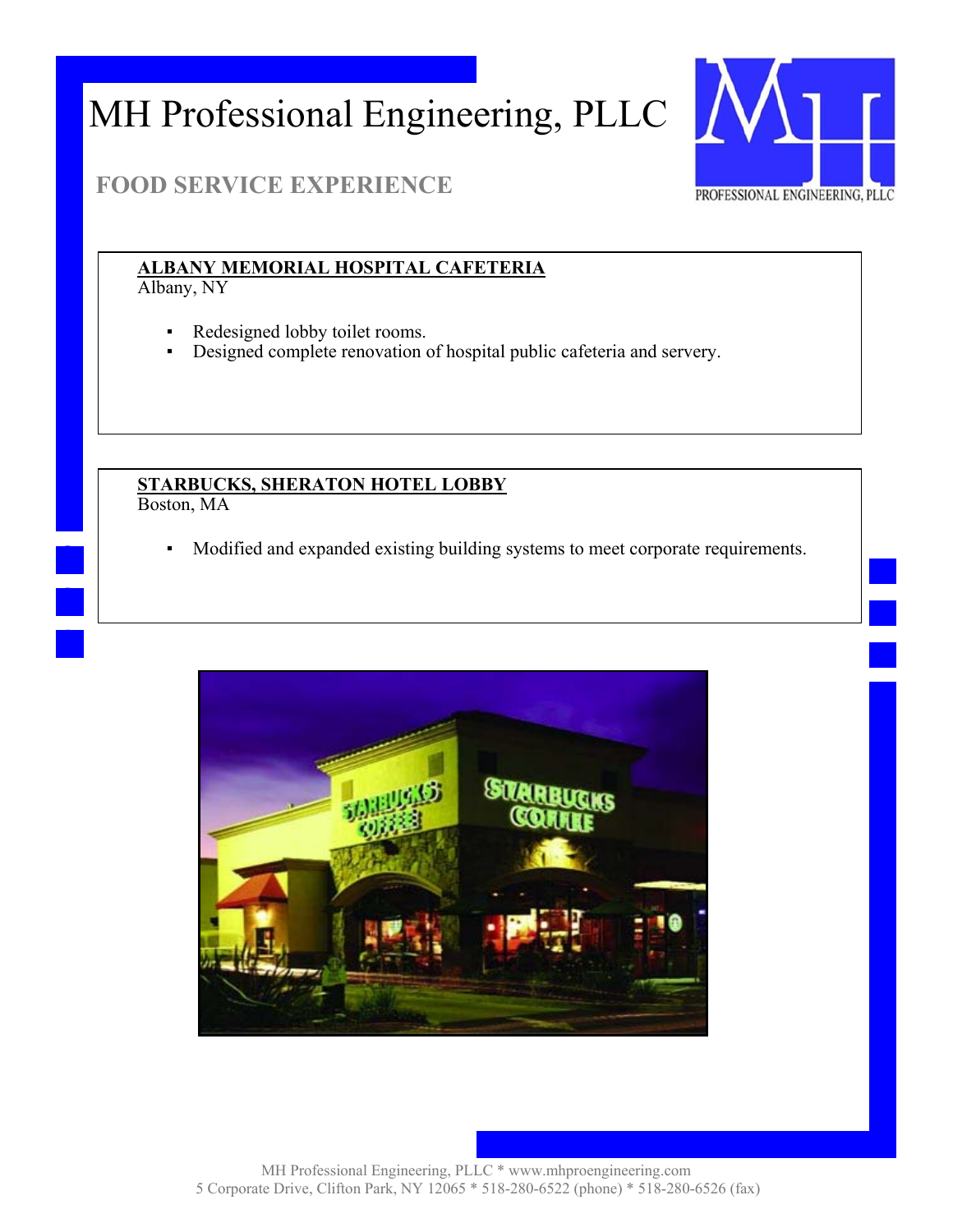# MH Professional Engineering, PLLC

## FOOD SERVICE EXPERIENCE

**ALBANY MEMORIAL HOSPITAL CAFETERIA**
Albany, NY

- Redesigned lobby toilet rooms.
- Designed complete renovation of hospital public cafeteria and servery.

**STARBUCKS, SHERATON HOTEL LOBBY**
Boston, MA

- Modified and expanded existing building systems to meet corporate requirements.

MH Professional Engineering, PLLC * www.mhproengineering.com
5 Corporate Drive, Clifton Park, NY 12065 * 518-280-6522 (phone) * 518-280-6526 (fax)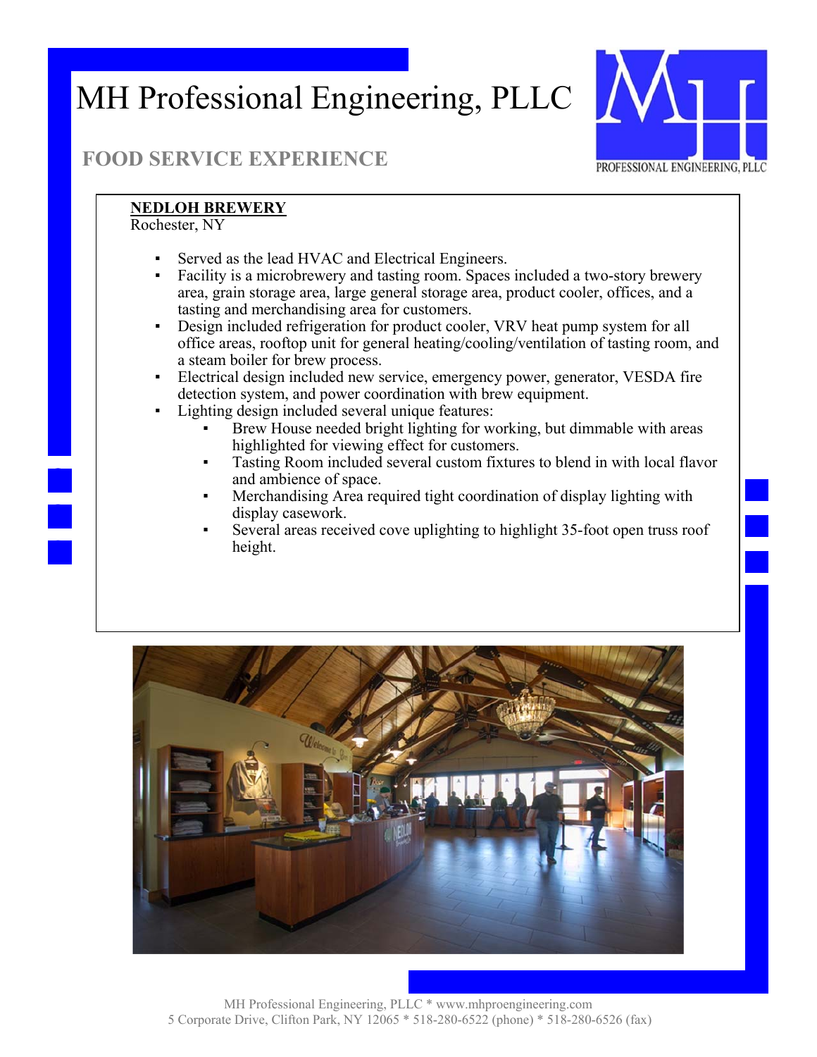# MH Professional Engineering, PLLC

## FOOD SERVICE EXPERIENCE

**NEDLOH BREWERY**
Rochester, NY

- Served as the lead HVAC and Electrical Engineers.
- Facility is a microbrewery and tasting room. Spaces included a two-story brewery area, grain storage area, large general storage area, product cooler, offices, and a tasting and merchandising area for customers.
- Design included refrigeration for product cooler, VRV heat pump system for all office areas, rooftop unit for general heating/cooling/ventilation of tasting room, and a steam boiler for brew process.
- Electrical design included new service, emergency power, generator, VESDA fire detection system, and power coordination with brew equipment.
- Lighting design included several unique features:
  - Brew House needed bright lighting for working, but dimmable with areas highlighted for viewing effect for customers.
  - Tasting Room included several custom fixtures to blend in with local flavor and ambience of space.
  - Merchandising Area required tight coordination of display lighting with display casework.
  - Several areas received cove uplighting to highlight 35-foot open truss roof height.

MH Professional Engineering, PLLC * www.mhproengineering.com
5 Corporate Drive, Clifton Park, NY 12065 * 518-280-6522 (phone) * 518-280-6526 (fax)